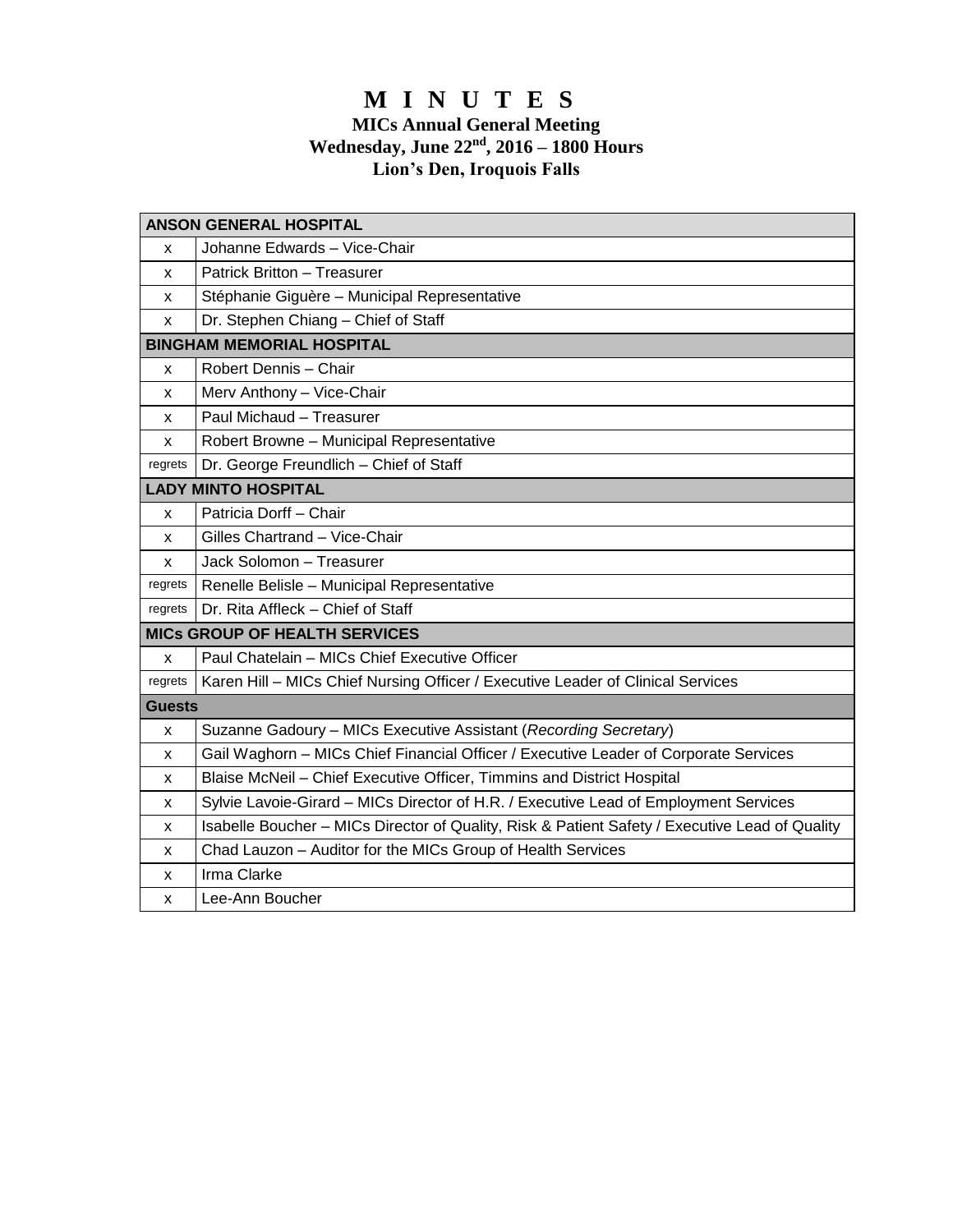# M I N U T E S

## MICs Annual General Meeting
## Wednesday, June 22nd, 2016 – 1800 Hours
## Lion's Den, Iroquois Falls

| | |
|---|---|
| **ANSON GENERAL HOSPITAL** | |
| x | Johanne Edwards – Vice-Chair |
| x | Patrick Britton – Treasurer |
| x | Stéphanie Giguère – Municipal Representative |
| x | Dr. Stephen Chiang – Chief of Staff |
| **BINGHAM MEMORIAL HOSPITAL** | |
| x | Robert Dennis – Chair |
| x | Merv Anthony – Vice-Chair |
| x | Paul Michaud – Treasurer |
| x | Robert Browne – Municipal Representative |
| regrets | Dr. George Freundlich – Chief of Staff |
| **LADY MINTO HOSPITAL** | |
| x | Patricia Dorff – Chair |
| x | Gilles Chartrand – Vice-Chair |
| x | Jack Solomon – Treasurer |
| regrets | Renelle Belisle – Municipal Representative |
| regrets | Dr. Rita Affleck – Chief of Staff |
| **MICs GROUP OF HEALTH SERVICES** | |
| x | Paul Chatelain – MICs Chief Executive Officer |
| regrets | Karen Hill – MICs Chief Nursing Officer / Executive Leader of Clinical Services |
| **Guests** | |
| x | Suzanne Gadoury – MICs Executive Assistant (*Recording Secretary*) |
| x | Gail Waghorn – MICs Chief Financial Officer / Executive Leader of Corporate Services |
| x | Blaise McNeil – Chief Executive Officer, Timmins and District Hospital |
| x | Sylvie Lavoie-Girard – MICs Director of H.R. / Executive Lead of Employment Services |
| x | Isabelle Boucher – MICs Director of Quality, Risk & Patient Safety / Executive Lead of Quality |
| x | Chad Lauzon – Auditor for the MICs Group of Health Services |
| x | Irma Clarke |
| x | Lee-Ann Boucher |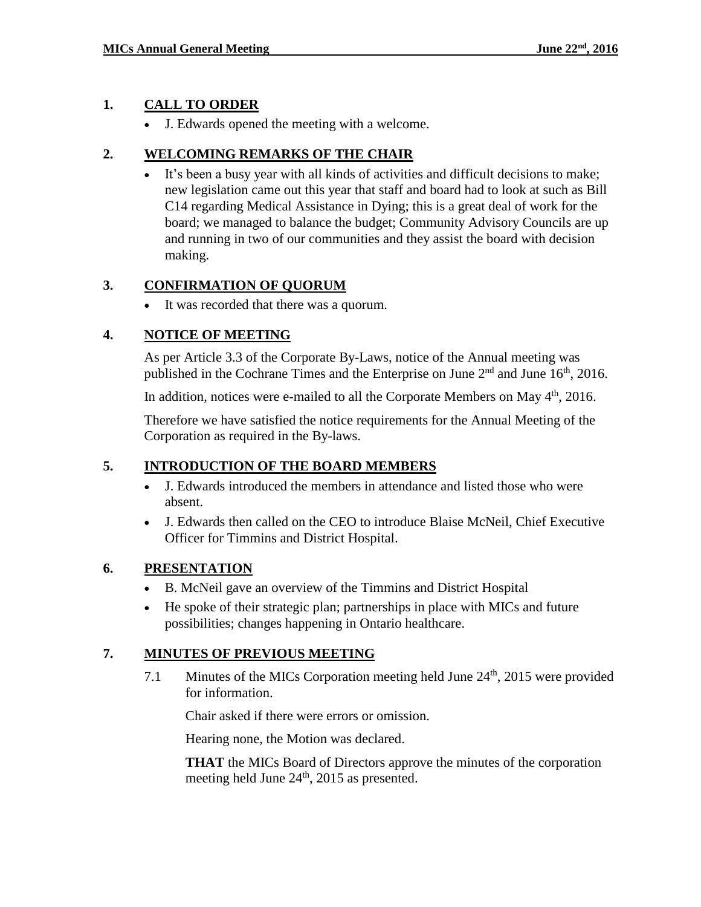## 1. CALL TO ORDER

- J. Edwards opened the meeting with a welcome.

## 2. WELCOMING REMARKS OF THE CHAIR

- It's been a busy year with all kinds of activities and difficult decisions to make; new legislation came out this year that staff and board had to look at such as Bill C14 regarding Medical Assistance in Dying; this is a great deal of work for the board; we managed to balance the budget; Community Advisory Councils are up and running in two of our communities and they assist the board with decision making.

## 3. CONFIRMATION OF QUORUM

- It was recorded that there was a quorum.

## 4. NOTICE OF MEETING

As per Article 3.3 of the Corporate By-Laws, notice of the Annual meeting was published in the Cochrane Times and the Enterprise on June 2nd and June 16th, 2016.

In addition, notices were e-mailed to all the Corporate Members on May 4th, 2016.

Therefore we have satisfied the notice requirements for the Annual Meeting of the Corporation as required in the By-laws.

## 5. INTRODUCTION OF THE BOARD MEMBERS

- J. Edwards introduced the members in attendance and listed those who were absent.
- J. Edwards then called on the CEO to introduce Blaise McNeil, Chief Executive Officer for Timmins and District Hospital.

## 6. PRESENTATION

- B. McNeil gave an overview of the Timmins and District Hospital
- He spoke of their strategic plan; partnerships in place with MICs and future possibilities; changes happening in Ontario healthcare.

## 7. MINUTES OF PREVIOUS MEETING

7.1 Minutes of the MICs Corporation meeting held June 24th, 2015 were provided for information.

Chair asked if there were errors or omission.

Hearing none, the Motion was declared.

**THAT** the MICs Board of Directors approve the minutes of the corporation meeting held June 24th, 2015 as presented.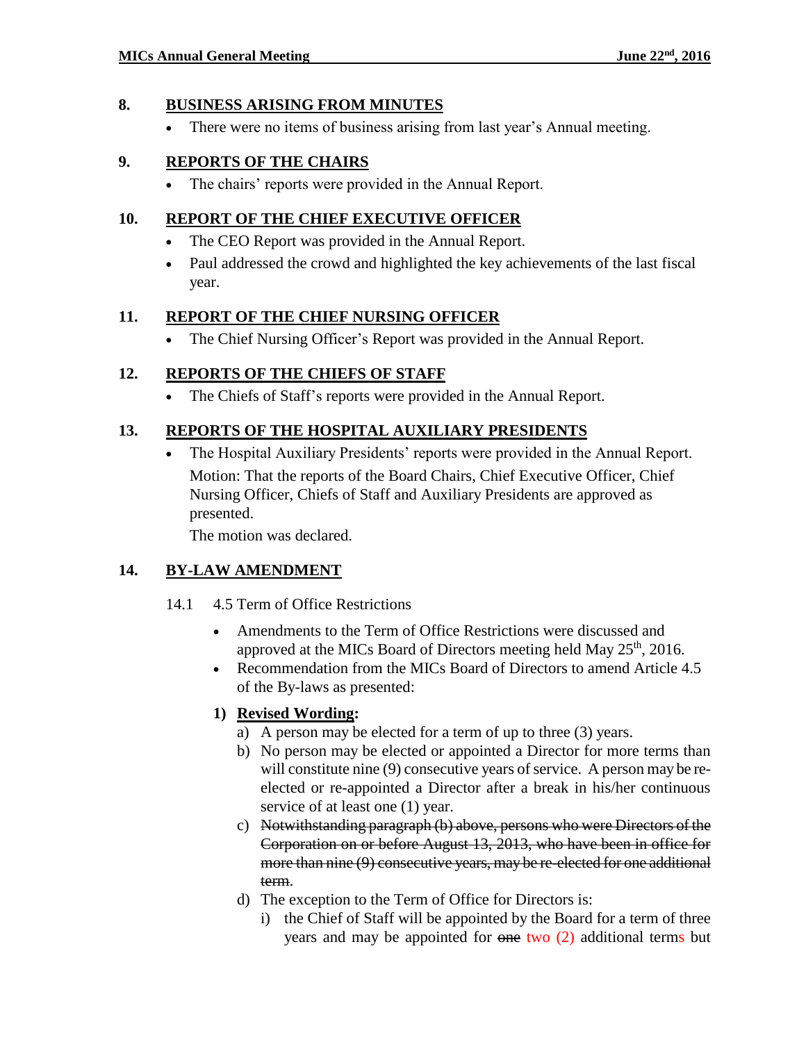## 8. BUSINESS ARISING FROM MINUTES

- There were no items of business arising from last year's Annual meeting.

## 9. REPORTS OF THE CHAIRS

- The chairs' reports were provided in the Annual Report.

## 10. REPORT OF THE CHIEF EXECUTIVE OFFICER

- The CEO Report was provided in the Annual Report.
- Paul addressed the crowd and highlighted the key achievements of the last fiscal year.

## 11. REPORT OF THE CHIEF NURSING OFFICER

- The Chief Nursing Officer's Report was provided in the Annual Report.

## 12. REPORTS OF THE CHIEFS OF STAFF

- The Chiefs of Staff's reports were provided in the Annual Report.

## 13. REPORTS OF THE HOSPITAL AUXILIARY PRESIDENTS

- The Hospital Auxiliary Presidents' reports were provided in the Annual Report.

  Motion: That the reports of the Board Chairs, Chief Executive Officer, Chief Nursing Officer, Chiefs of Staff and Auxiliary Presidents are approved as presented.

  The motion was declared.

## 14. BY-LAW AMENDMENT

14.1 4.5 Term of Office Restrictions

- Amendments to the Term of Office Restrictions were discussed and approved at the MICs Board of Directors meeting held May 25th, 2016.
- Recommendation from the MICs Board of Directors to amend Article 4.5 of the By-laws as presented:

**1) Revised Wording:**

a) A person may be elected for a term of up to three (3) years.

b) No person may be elected or appointed a Director for more terms than will constitute nine (9) consecutive years of service. A person may be re-elected or re-appointed a Director after a break in his/her continuous service of at least one (1) year.

c) ~~Notwithstanding paragraph (b) above, persons who were Directors of the Corporation on or before August 13, 2013, who have been in office for more than nine (9) consecutive years, may be re-elected for one additional term~~.

d) The exception to the Term of Office for Directors is:

i) the Chief of Staff will be appointed by the Board for a term of three years and may be appointed for ~~one~~ two (2) additional terms but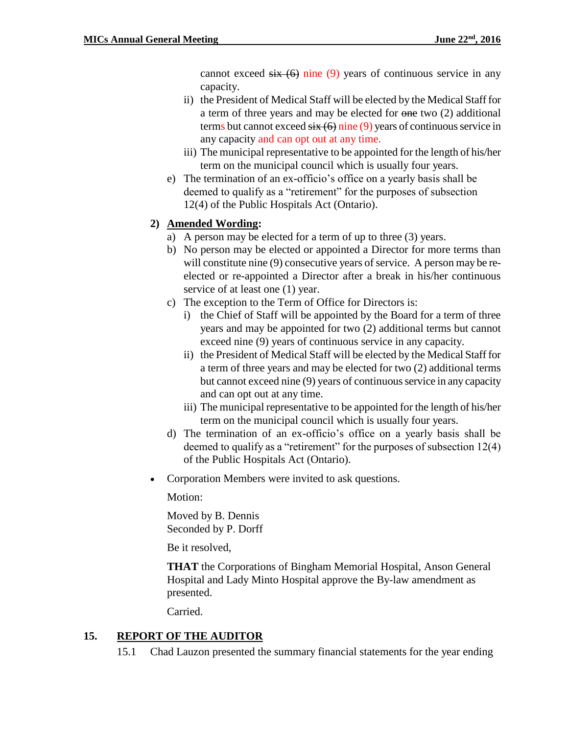cannot exceed ~~six (6)~~ nine (9) years of continuous service in any capacity.

ii) the President of Medical Staff will be elected by the Medical Staff for a term of three years and may be elected for ~~one~~ two (2) additional terms but cannot exceed ~~six (6)~~ nine (9) years of continuous service in any capacity and can opt out at any time.

iii) The municipal representative to be appointed for the length of his/her term on the municipal council which is usually four years.

e) The termination of an ex-officio's office on a yearly basis shall be deemed to qualify as a "retirement" for the purposes of subsection 12(4) of the Public Hospitals Act (Ontario).

**2) Amended Wording:**

a) A person may be elected for a term of up to three (3) years.

b) No person may be elected or appointed a Director for more terms than will constitute nine (9) consecutive years of service. A person may be re-elected or re-appointed a Director after a break in his/her continuous service of at least one (1) year.

c) The exception to the Term of Office for Directors is:

i) the Chief of Staff will be appointed by the Board for a term of three years and may be appointed for two (2) additional terms but cannot exceed nine (9) years of continuous service in any capacity.

ii) the President of Medical Staff will be elected by the Medical Staff for a term of three years and may be elected for two (2) additional terms but cannot exceed nine (9) years of continuous service in any capacity and can opt out at any time.

iii) The municipal representative to be appointed for the length of his/her term on the municipal council which is usually four years.

d) The termination of an ex-officio's office on a yearly basis shall be deemed to qualify as a "retirement" for the purposes of subsection 12(4) of the Public Hospitals Act (Ontario).

- Corporation Members were invited to ask questions.

Motion:

Moved by B. Dennis
Seconded by P. Dorff

Be it resolved,

**THAT** the Corporations of Bingham Memorial Hospital, Anson General Hospital and Lady Minto Hospital approve the By-law amendment as presented.

Carried.

## 15. REPORT OF THE AUDITOR

15.1 Chad Lauzon presented the summary financial statements for the year ending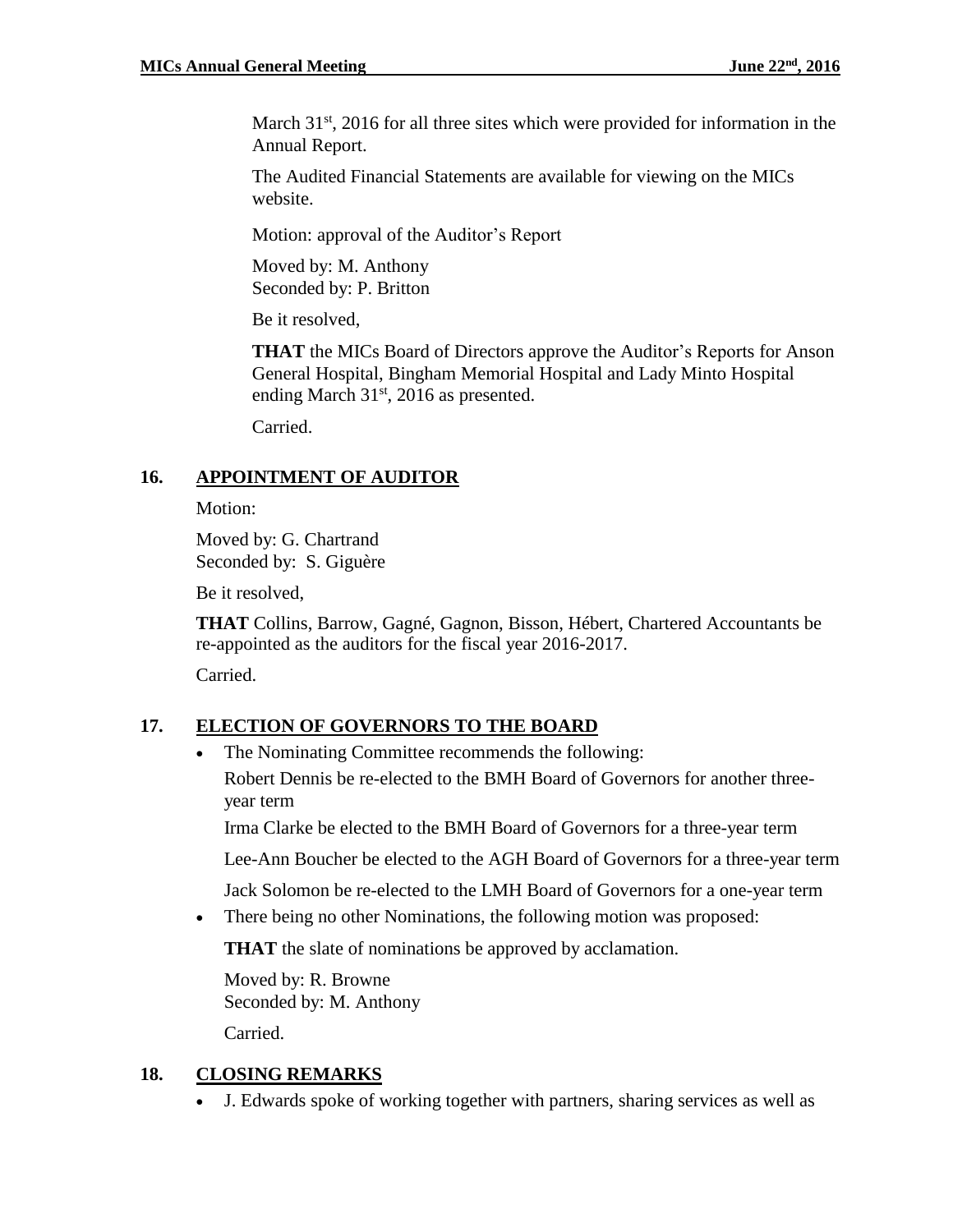March 31st, 2016 for all three sites which were provided for information in the Annual Report.

The Audited Financial Statements are available for viewing on the MICs website.

Motion: approval of the Auditor's Report

Moved by: M. Anthony
Seconded by: P. Britton

Be it resolved,

**THAT** the MICs Board of Directors approve the Auditor's Reports for Anson General Hospital, Bingham Memorial Hospital and Lady Minto Hospital ending March 31st, 2016 as presented.

Carried.

## 16. APPOINTMENT OF AUDITOR

Motion:

Moved by: G. Chartrand
Seconded by: S. Giguère

Be it resolved,

**THAT** Collins, Barrow, Gagné, Gagnon, Bisson, Hébert, Chartered Accountants be re-appointed as the auditors for the fiscal year 2016-2017.

Carried.

## 17. ELECTION OF GOVERNORS TO THE BOARD

- The Nominating Committee recommends the following:

  Robert Dennis be re-elected to the BMH Board of Governors for another three-year term

  Irma Clarke be elected to the BMH Board of Governors for a three-year term

  Lee-Ann Boucher be elected to the AGH Board of Governors for a three-year term

  Jack Solomon be re-elected to the LMH Board of Governors for a one-year term

- There being no other Nominations, the following motion was proposed:

  **THAT** the slate of nominations be approved by acclamation.

  Moved by: R. Browne
  Seconded by: M. Anthony

  Carried.

## 18. CLOSING REMARKS

- J. Edwards spoke of working together with partners, sharing services as well as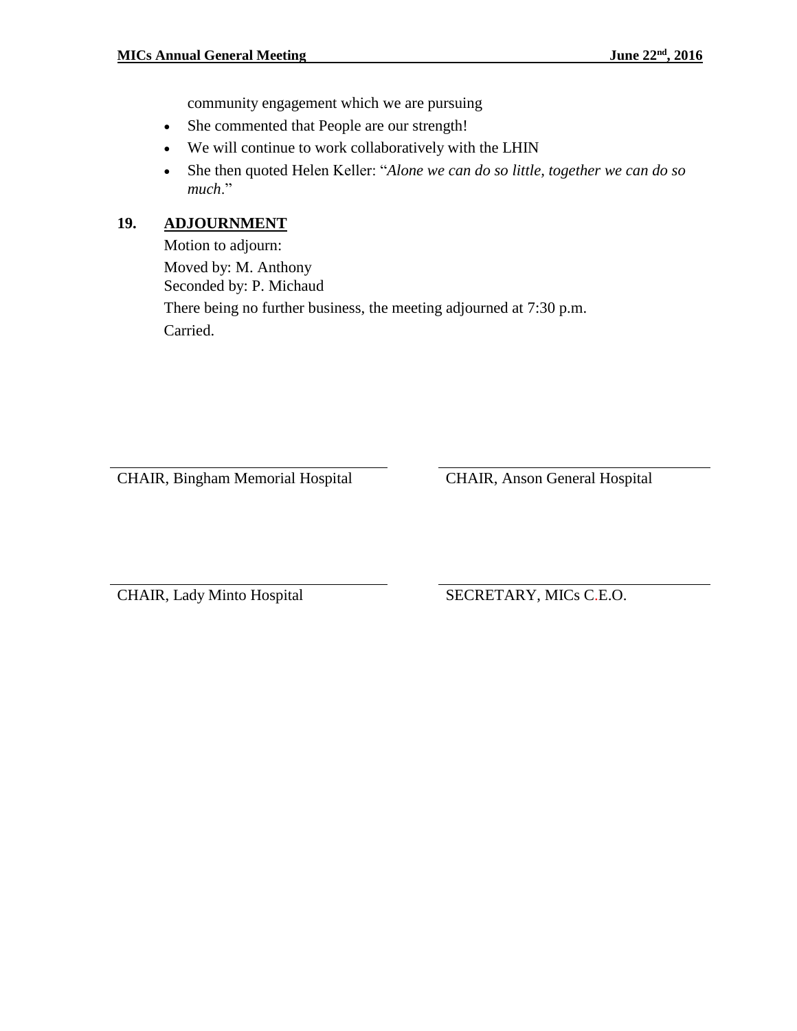community engagement which we are pursuing

- She commented that People are our strength!
- We will continue to work collaboratively with the LHIN
- She then quoted Helen Keller: "*Alone we can do so little, together we can do so much*."

## 19. ADJOURNMENT

Motion to adjourn:

Moved by: M. Anthony
Seconded by: P. Michaud

There being no further business, the meeting adjourned at 7:30 p.m.

Carried.

CHAIR, Bingham Memorial Hospital

CHAIR, Anson General Hospital

CHAIR, Lady Minto Hospital

SECRETARY, MICs C.E.O.